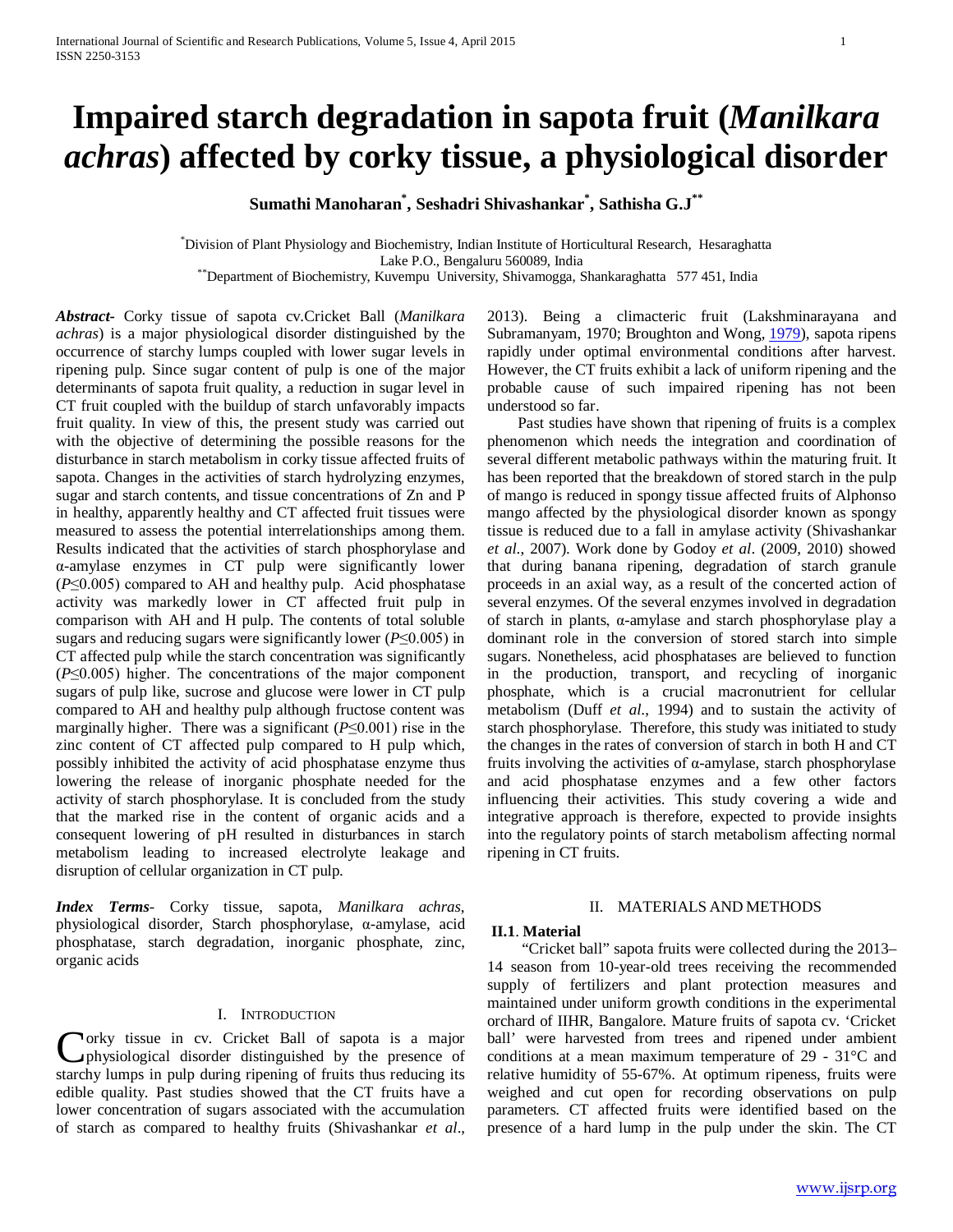# Impaired starch degradation in sapota fruit (*Manilkara achras*) affected by corky tissue, a physiological disorder

**Sumathi Manoharan[*], Seshadri Shivashankar[*], Sathisha G.J[**]**

[*]Division of Plant Physiology and Biochemistry, Indian Institute of Horticultural Research, Hesaraghatta Lake P.O., Bengaluru 560089, India
[**]Department of Biochemistry, Kuvempu University, Shivamogga, Shankaraghatta 577 451, India

***Abstract-*** Corky tissue of sapota cv.Cricket Ball (*Manilkara achras*) is a major physiological disorder distinguished by the occurrence of starchy lumps coupled with lower sugar levels in ripening pulp. Since sugar content of pulp is one of the major determinants of sapota fruit quality, a reduction in sugar level in CT fruit coupled with the buildup of starch unfavorably impacts fruit quality. In view of this, the present study was carried out with the objective of determining the possible reasons for the disturbance in starch metabolism in corky tissue affected fruits of sapota. Changes in the activities of starch hydrolyzing enzymes, sugar and starch contents, and tissue concentrations of Zn and P in healthy, apparently healthy and CT affected fruit tissues were measured to assess the potential interrelationships among them. Results indicated that the activities of starch phosphorylase and α-amylase enzymes in CT pulp were significantly lower ($P \leq 0.005$) compared to AH and healthy pulp. Acid phosphatase activity was markedly lower in CT affected fruit pulp in comparison with AH and H pulp. The contents of total soluble sugars and reducing sugars were significantly lower ($P \leq 0.005$) in CT affected pulp while the starch concentration was significantly ($P \leq 0.005$) higher. The concentrations of the major component sugars of pulp like, sucrose and glucose were lower in CT pulp compared to AH and healthy pulp although fructose content was marginally higher. There was a significant ($P \leq 0.001$) rise in the zinc content of CT affected pulp compared to H pulp which, possibly inhibited the activity of acid phosphatase enzyme thus lowering the release of inorganic phosphate needed for the activity of starch phosphorylase. It is concluded from the study that the marked rise in the content of organic acids and a consequent lowering of pH resulted in disturbances in starch metabolism leading to increased electrolyte leakage and disruption of cellular organization in CT pulp.

***Index Terms***- Corky tissue, sapota, *Manilkara achras*, physiological disorder, Starch phosphorylase, α-amylase, acid phosphatase, starch degradation, inorganic phosphate, zinc, organic acids

## I. Introduction

Corky tissue in cv. Cricket Ball of sapota is a major physiological disorder distinguished by the presence of starchy lumps in pulp during ripening of fruits thus reducing its edible quality. Past studies showed that the CT fruits have a lower concentration of sugars associated with the accumulation of starch as compared to healthy fruits (Shivashankar *et al*., 2013). Being a climacteric fruit (Lakshminarayana and Subramanyam, 1970; Broughton and Wong, 1979), sapota ripens rapidly under optimal environmental conditions after harvest. However, the CT fruits exhibit a lack of uniform ripening and the probable cause of such impaired ripening has not been understood so far.

Past studies have shown that ripening of fruits is a complex phenomenon which needs the integration and coordination of several different metabolic pathways within the maturing fruit. It has been reported that the breakdown of stored starch in the pulp of mango is reduced in spongy tissue affected fruits of Alphonso mango affected by the physiological disorder known as spongy tissue is reduced due to a fall in amylase activity (Shivashankar *et al*., 2007). Work done by Godoy *et al*. (2009, 2010) showed that during banana ripening, degradation of starch granule proceeds in an axial way, as a result of the concerted action of several enzymes. Of the several enzymes involved in degradation of starch in plants, α-amylase and starch phosphorylase play a dominant role in the conversion of stored starch into simple sugars. Nonetheless, acid phosphatases are believed to function in the production, transport, and recycling of inorganic phosphate, which is a crucial macronutrient for cellular metabolism (Duff *et al*., 1994) and to sustain the activity of starch phosphorylase. Therefore, this study was initiated to study the changes in the rates of conversion of starch in both H and CT fruits involving the activities of α-amylase, starch phosphorylase and acid phosphatase enzymes and a few other factors influencing their activities. This study covering a wide and integrative approach is therefore, expected to provide insights into the regulatory points of starch metabolism affecting normal ripening in CT fruits.

## II. Materials and Methods

### II.1. Material

"Cricket ball" sapota fruits were collected during the 2013–14 season from 10-year-old trees receiving the recommended supply of fertilizers and plant protection measures and maintained under uniform growth conditions in the experimental orchard of IIHR, Bangalore. Mature fruits of sapota cv. 'Cricket ball' were harvested from trees and ripened under ambient conditions at a mean maximum temperature of 29 - 31°C and relative humidity of 55-67%. At optimum ripeness, fruits were weighed and cut open for recording observations on pulp parameters. CT affected fruits were identified based on the presence of a hard lump in the pulp under the skin. The CT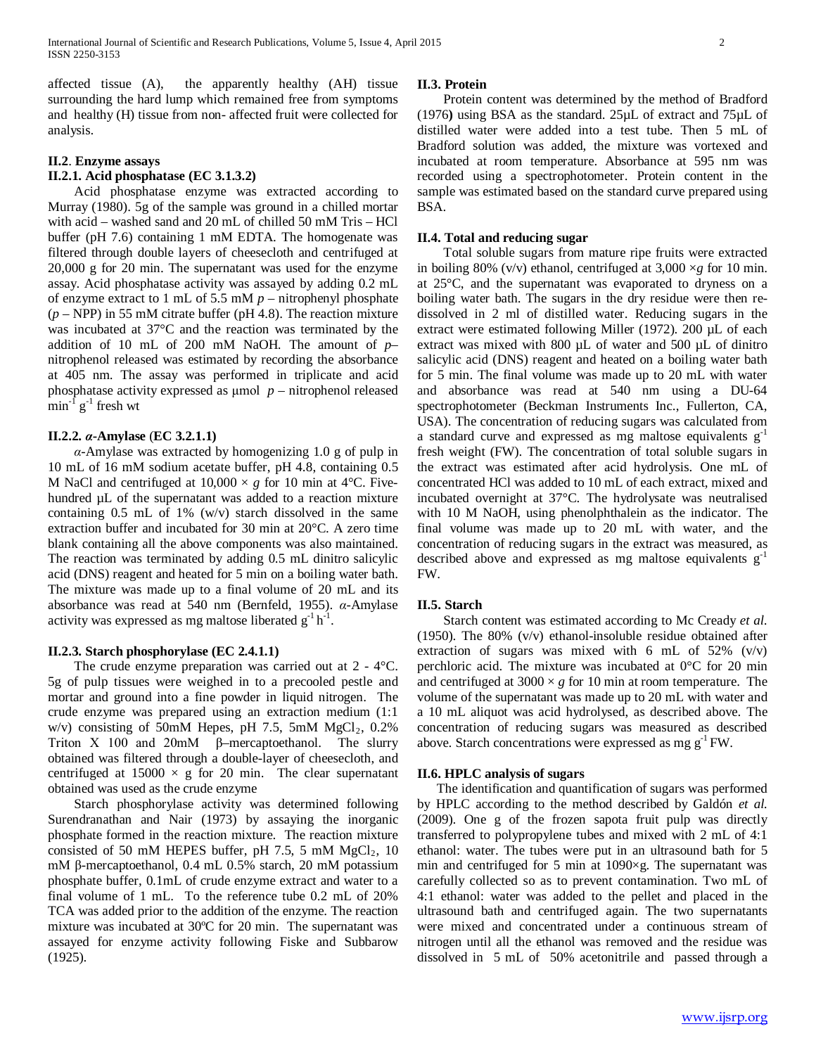affected tissue (A), the apparently healthy (AH) tissue surrounding the hard lump which remained free from symptoms and healthy (H) tissue from non- affected fruit were collected for analysis.

### II.2. Enzyme assays

#### II.2.1. Acid phosphatase (EC 3.1.3.2)

Acid phosphatase enzyme was extracted according to Murray (1980). 5g of the sample was ground in a chilled mortar with acid – washed sand and 20 mL of chilled 50 mM Tris – HCl buffer (pH 7.6) containing 1 mM EDTA. The homogenate was filtered through double layers of cheesecloth and centrifuged at 20,000 g for 20 min. The supernatant was used for the enzyme assay. Acid phosphatase activity was assayed by adding 0.2 mL of enzyme extract to 1 mL of 5.5 mM *p* – nitrophenyl phosphate (*p* – NPP) in 55 mM citrate buffer (pH 4.8). The reaction mixture was incubated at 37°C and the reaction was terminated by the addition of 10 mL of 200 mM NaOH. The amount of *p*– nitrophenol released was estimated by recording the absorbance at 405 nm. The assay was performed in triplicate and acid phosphatase activity expressed as μmol *p* – nitrophenol released $min^{-1}$ $g^{-1}$ fresh wt

#### II.2.2. *α*-Amylase (EC 3.2.1.1)

*α*-Amylase was extracted by homogenizing 1.0 g of pulp in 10 mL of 16 mM sodium acetate buffer, pH 4.8, containing 0.5 M NaCl and centrifuged at 10,000 × *g* for 10 min at 4°C. Five-hundred μL of the supernatant was added to a reaction mixture containing 0.5 mL of 1% (w/v) starch dissolved in the same extraction buffer and incubated for 30 min at 20°C. A zero time blank containing all the above components was also maintained. The reaction was terminated by adding 0.5 mL dinitro salicylic acid (DNS) reagent and heated for 5 min on a boiling water bath. The mixture was made up to a final volume of 20 mL and its absorbance was read at 540 nm (Bernfeld, 1955). *α*-Amylase activity was expressed as mg maltose liberated $g^{-1}$ $h^{-1}$.

#### II.2.3. Starch phosphorylase (EC 2.4.1.1)

The crude enzyme preparation was carried out at 2 - 4°C. 5g of pulp tissues were weighed in to a precooled pestle and mortar and ground into a fine powder in liquid nitrogen. The crude enzyme was prepared using an extraction medium (1:1 w/v) consisting of 50mM Hepes, pH 7.5, 5mM $MgCl_2$, 0.2% Triton X 100 and 20mM β–mercaptoethanol. The slurry obtained was filtered through a double-layer of cheesecloth, and centrifuged at 15000 × g for 20 min. The clear supernatant obtained was used as the crude enzyme

Starch phosphorylase activity was determined following Surendranathan and Nair (1973) by assaying the inorganic phosphate formed in the reaction mixture. The reaction mixture consisted of 50 mM HEPES buffer, pH 7.5, 5 mM $MgCl_2$, 10 mM β-mercaptoethanol, 0.4 mL 0.5% starch, 20 mM potassium phosphate buffer, 0.1mL of crude enzyme extract and water to a final volume of 1 mL. To the reference tube 0.2 mL of 20% TCA was added prior to the addition of the enzyme. The reaction mixture was incubated at 30ºC for 20 min. The supernatant was assayed for enzyme activity following Fiske and Subbarow (1925).

### II.3. Protein

Protein content was determined by the method of Bradford (1976) using BSA as the standard. 25μL of extract and 75μL of distilled water were added into a test tube. Then 5 mL of Bradford solution was added, the mixture was vortexed and incubated at room temperature. Absorbance at 595 nm was recorded using a spectrophotometer. Protein content in the sample was estimated based on the standard curve prepared using BSA.

### II.4. Total and reducing sugar

Total soluble sugars from mature ripe fruits were extracted in boiling 80% (v/v) ethanol, centrifuged at 3,000 ×*g* for 10 min. at 25°C, and the supernatant was evaporated to dryness on a boiling water bath. The sugars in the dry residue were then re-dissolved in 2 ml of distilled water. Reducing sugars in the extract were estimated following Miller (1972). 200 μL of each extract was mixed with 800 μL of water and 500 μL of dinitro salicylic acid (DNS) reagent and heated on a boiling water bath for 5 min. The final volume was made up to 20 mL with water and absorbance was read at 540 nm using a DU-64 spectrophotometer (Beckman Instruments Inc., Fullerton, CA, USA). The concentration of reducing sugars was calculated from a standard curve and expressed as mg maltose equivalents $g^{-1}$ fresh weight (FW). The concentration of total soluble sugars in the extract was estimated after acid hydrolysis. One mL of concentrated HCl was added to 10 mL of each extract, mixed and incubated overnight at 37°C. The hydrolysate was neutralised with 10 M NaOH, using phenolphthalein as the indicator. The final volume was made up to 20 mL with water, and the concentration of reducing sugars in the extract was measured, as described above and expressed as mg maltose equivalents $g^{-1}$ FW.

### II.5. Starch

Starch content was estimated according to Mc Cready *et al.* (1950). The 80% (v/v) ethanol-insoluble residue obtained after extraction of sugars was mixed with 6 mL of 52% (v/v) perchloric acid. The mixture was incubated at 0°C for 20 min and centrifuged at 3000 × *g* for 10 min at room temperature. The volume of the supernatant was made up to 20 mL with water and a 10 mL aliquot was acid hydrolysed, as described above. The concentration of reducing sugars was measured as described above. Starch concentrations were expressed as mg $g^{-1}$ FW.

### II.6. HPLC analysis of sugars

The identification and quantification of sugars was performed by HPLC according to the method described by Galdón *et al.* (2009). One g of the frozen sapota fruit pulp was directly transferred to polypropylene tubes and mixed with 2 mL of 4:1 ethanol: water. The tubes were put in an ultrasound bath for 5 min and centrifuged for 5 min at 1090×g. The supernatant was carefully collected so as to prevent contamination. Two mL of 4:1 ethanol: water was added to the pellet and placed in the ultrasound bath and centrifuged again. The two supernatants were mixed and concentrated under a continuous stream of nitrogen until all the ethanol was removed and the residue was dissolved in 5 mL of 50% acetonitrile and passed through a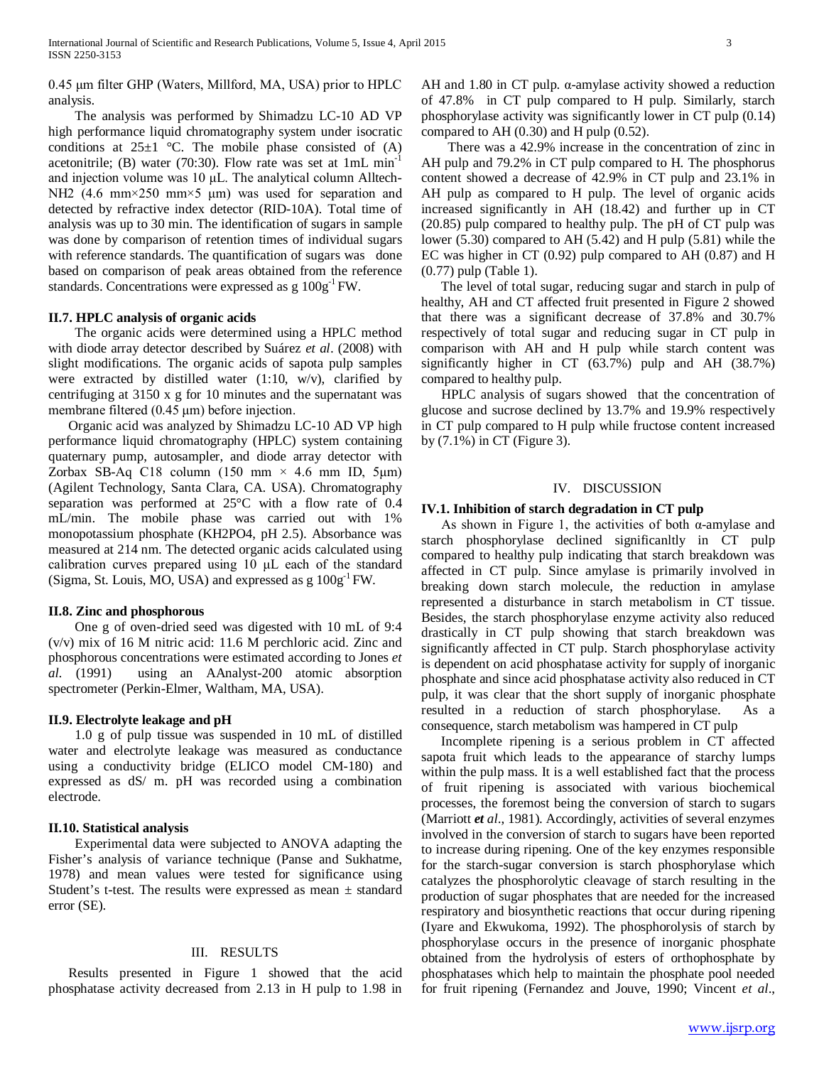0.45 μm filter GHP (Waters, Millford, MA, USA) prior to HPLC analysis.

The analysis was performed by Shimadzu LC-10 AD VP high performance liquid chromatography system under isocratic conditions at 25±1 °C. The mobile phase consisted of (A) acetonitrile; (B) water (70:30). Flow rate was set at 1mL $min^{-1}$ and injection volume was 10 μL. The analytical column Alltech-NH2 (4.6 mm×250 mm×5 μm) was used for separation and detected by refractive index detector (RID-10A). Total time of analysis was up to 30 min. The identification of sugars in sample was done by comparison of retention times of individual sugars with reference standards. The quantification of sugars was done based on comparison of peak areas obtained from the reference standards. Concentrations were expressed as g $100g^{-1}$ FW.

### II.7. HPLC analysis of organic acids

The organic acids were determined using a HPLC method with diode array detector described by Suárez *et al*. (2008) with slight modifications. The organic acids of sapota pulp samples were extracted by distilled water (1:10, w/v), clarified by centrifuging at 3150 x g for 10 minutes and the supernatant was membrane filtered (0.45 μm) before injection.

Organic acid was analyzed by Shimadzu LC-10 AD VP high performance liquid chromatography (HPLC) system containing quaternary pump, autosampler, and diode array detector with Zorbax SB-Aq C18 column (150 mm × 4.6 mm ID, 5μm) (Agilent Technology, Santa Clara, CA. USA). Chromatography separation was performed at 25°C with a flow rate of 0.4 mL/min. The mobile phase was carried out with 1% monopotassium phosphate ($KH_2PO_4$, pH 2.5). Absorbance was measured at 214 nm. The detected organic acids calculated using calibration curves prepared using 10 μL each of the standard (Sigma, St. Louis, MO, USA) and expressed as g $100g^{-1}$ FW.

### II.8. Zinc and phosphorous

One g of oven-dried seed was digested with 10 mL of 9:4 (v/v) mix of 16 M nitric acid: 11.6 M perchloric acid. Zinc and phosphorous concentrations were estimated according to Jones *et al*. (1991) using an AAnalyst-200 atomic absorption spectrometer (Perkin-Elmer, Waltham, MA, USA).

### II.9. Electrolyte leakage and pH

1.0 g of pulp tissue was suspended in 10 mL of distilled water and electrolyte leakage was measured as conductance using a conductivity bridge (ELICO model CM-180) and expressed as dS/ m. pH was recorded using a combination electrode.

### II.10. Statistical analysis

Experimental data were subjected to ANOVA adapting the Fisher's analysis of variance technique (Panse and Sukhatme, 1978) and mean values were tested for significance using Student's t-test. The results were expressed as mean ± standard error (SE).

## III. RESULTS

Results presented in Figure 1 showed that the acid phosphatase activity decreased from 2.13 in H pulp to 1.98 in AH and 1.80 in CT pulp. α-amylase activity showed a reduction of 47.8% in CT pulp compared to H pulp. Similarly, starch phosphorylase activity was significantly lower in CT pulp (0.14) compared to AH (0.30) and H pulp (0.52).

There was a 42.9% increase in the concentration of zinc in AH pulp and 79.2% in CT pulp compared to H. The phosphorus content showed a decrease of 42.9% in CT pulp and 23.1% in AH pulp as compared to H pulp. The level of organic acids increased significantly in AH (18.42) and further up in CT (20.85) pulp compared to healthy pulp. The pH of CT pulp was lower (5.30) compared to AH (5.42) and H pulp (5.81) while the EC was higher in CT (0.92) pulp compared to AH (0.87) and H (0.77) pulp (Table 1).

The level of total sugar, reducing sugar and starch in pulp of healthy, AH and CT affected fruit presented in Figure 2 showed that there was a significant decrease of 37.8% and 30.7% respectively of total sugar and reducing sugar in CT pulp in comparison with AH and H pulp while starch content was significantly higher in CT (63.7%) pulp and AH (38.7%) compared to healthy pulp.

HPLC analysis of sugars showed that the concentration of glucose and sucrose declined by 13.7% and 19.9% respectively in CT pulp compared to H pulp while fructose content increased by (7.1%) in CT (Figure 3).

## IV. DISCUSSION

### IV.1. Inhibition of starch degradation in CT pulp

As shown in Figure 1, the activities of both α-amylase and starch phosphorylase declined significanltly in CT pulp compared to healthy pulp indicating that starch breakdown was affected in CT pulp. Since amylase is primarily involved in breaking down starch molecule, the reduction in amylase represented a disturbance in starch metabolism in CT tissue. Besides, the starch phosphorylase enzyme activity also reduced drastically in CT pulp showing that starch breakdown was significantly affected in CT pulp. Starch phosphorylase activity is dependent on acid phosphatase activity for supply of inorganic phosphate and since acid phosphatase activity also reduced in CT pulp, it was clear that the short supply of inorganic phosphate resulted in a reduction of starch phosphorylase. As a consequence, starch metabolism was hampered in CT pulp

Incomplete ripening is a serious problem in CT affected sapota fruit which leads to the appearance of starchy lumps within the pulp mass. It is a well established fact that the process of fruit ripening is associated with various biochemical processes, the foremost being the conversion of starch to sugars (Marriott ***et** al*., 1981). Accordingly, activities of several enzymes involved in the conversion of starch to sugars have been reported to increase during ripening. One of the key enzymes responsible for the starch-sugar conversion is starch phosphorylase which catalyzes the phosphorolytic cleavage of starch resulting in the production of sugar phosphates that are needed for the increased respiratory and biosynthetic reactions that occur during ripening (Iyare and Ekwukoma, 1992). The phosphorolysis of starch by phosphorylase occurs in the presence of inorganic phosphate obtained from the hydrolysis of esters of orthophosphate by phosphatases which help to maintain the phosphate pool needed for fruit ripening (Fernandez and Jouve, 1990; Vincent *et al*.,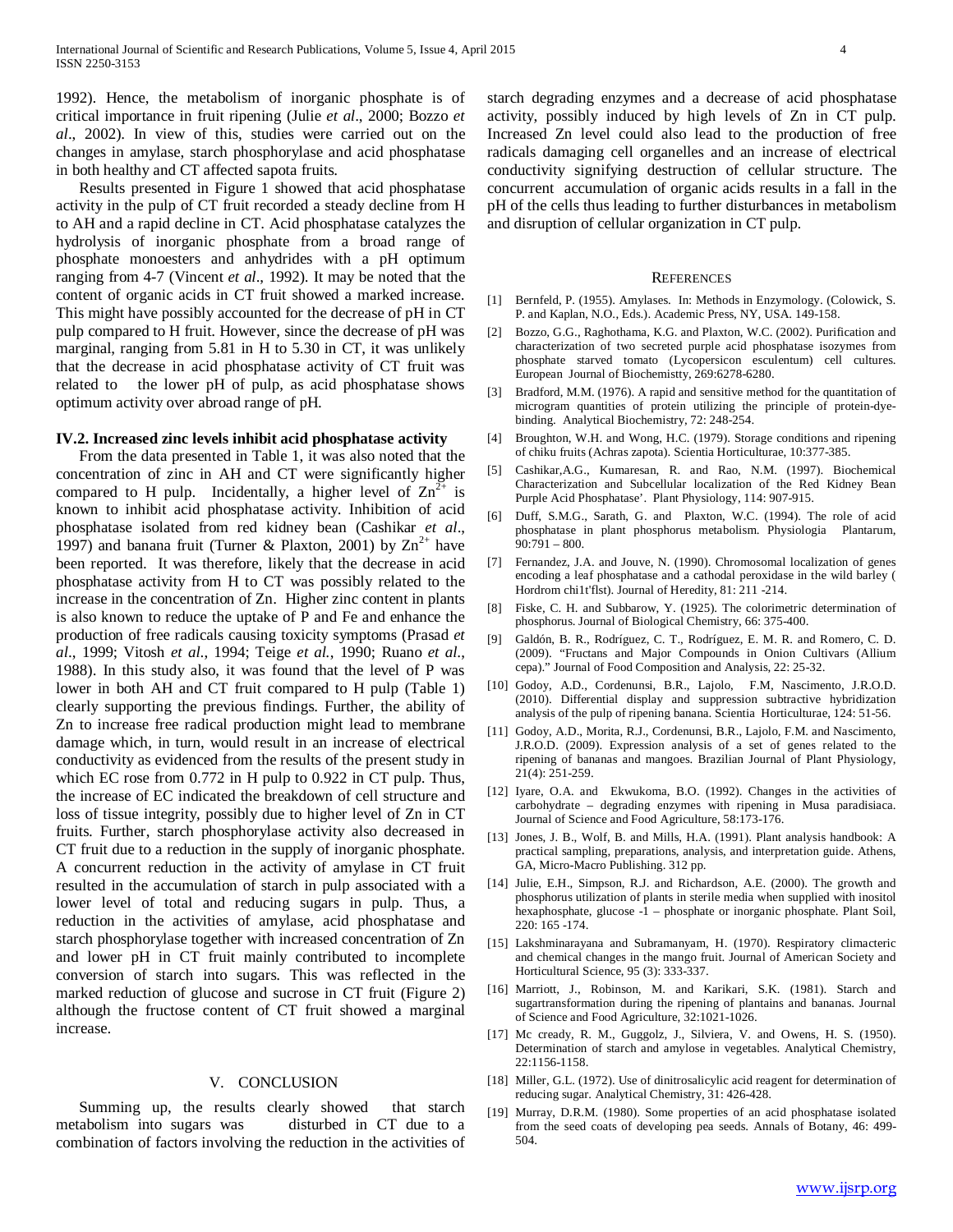1992). Hence, the metabolism of inorganic phosphate is of critical importance in fruit ripening (Julie *et al*., 2000; Bozzo *et al*., 2002). In view of this, studies were carried out on the changes in amylase, starch phosphorylase and acid phosphatase in both healthy and CT affected sapota fruits.

Results presented in Figure 1 showed that acid phosphatase activity in the pulp of CT fruit recorded a steady decline from H to AH and a rapid decline in CT. Acid phosphatase catalyzes the hydrolysis of inorganic phosphate from a broad range of phosphate monoesters and anhydrides with a pH optimum ranging from 4-7 (Vincent *et al*., 1992). It may be noted that the content of organic acids in CT fruit showed a marked increase. This might have possibly accounted for the decrease of pH in CT pulp compared to H fruit. However, since the decrease of pH was marginal, ranging from 5.81 in H to 5.30 in CT, it was unlikely that the decrease in acid phosphatase activity of CT fruit was related to the lower pH of pulp, as acid phosphatase shows optimum activity over abroad range of pH.

### IV.2. Increased zinc levels inhibit acid phosphatase activity

From the data presented in Table 1, it was also noted that the concentration of zinc in AH and CT were significantly higher compared to H pulp. Incidentally, a higher level of $Zn^{2+}$ is known to inhibit acid phosphatase activity. Inhibition of acid phosphatase isolated from red kidney bean (Cashikar *et al*., 1997) and banana fruit (Turner & Plaxton, 2001) by $Zn^{2+}$ have been reported. It was therefore, likely that the decrease in acid phosphatase activity from H to CT was possibly related to the increase in the concentration of Zn. Higher zinc content in plants is also known to reduce the uptake of P and Fe and enhance the production of free radicals causing toxicity symptoms (Prasad *et al*., 1999; Vitosh *et al*., 1994; Teige *et al.*, 1990; Ruano *et al*., 1988). In this study also, it was found that the level of P was lower in both AH and CT fruit compared to H pulp (Table 1) clearly supporting the previous findings. Further, the ability of Zn to increase free radical production might lead to membrane damage which, in turn, would result in an increase of electrical conductivity as evidenced from the results of the present study in which EC rose from 0.772 in H pulp to 0.922 in CT pulp. Thus, the increase of EC indicated the breakdown of cell structure and loss of tissue integrity, possibly due to higher level of Zn in CT fruits. Further, starch phosphorylase activity also decreased in CT fruit due to a reduction in the supply of inorganic phosphate. A concurrent reduction in the activity of amylase in CT fruit resulted in the accumulation of starch in pulp associated with a lower level of total and reducing sugars in pulp. Thus, a reduction in the activities of amylase, acid phosphatase and starch phosphorylase together with increased concentration of Zn and lower pH in CT fruit mainly contributed to incomplete conversion of starch into sugars. This was reflected in the marked reduction of glucose and sucrose in CT fruit (Figure 2) although the fructose content of CT fruit showed a marginal increase.

## V. CONCLUSION

Summing up, the results clearly showed that starch metabolism into sugars was disturbed in CT due to a combination of factors involving the reduction in the activities of starch degrading enzymes and a decrease of acid phosphatase activity, possibly induced by high levels of Zn in CT pulp. Increased Zn level could also lead to the production of free radicals damaging cell organelles and an increase of electrical conductivity signifying destruction of cellular structure. The concurrent accumulation of organic acids results in a fall in the pH of the cells thus leading to further disturbances in metabolism and disruption of cellular organization in CT pulp.

## REFERENCES

[1] Bernfeld, P. (1955). Amylases. In: Methods in Enzymology. (Colowick, S. P. and Kaplan, N.O., Eds.). Academic Press, NY, USA. 149-158.

[2] Bozzo, G.G., Raghothama, K.G. and Plaxton, W.C. (2002). Purification and characterization of two secreted purple acid phosphatase isozymes from phosphate starved tomato (Lycopersicon esculentum) cell cultures. European Journal of Biochemistty, 269:6278-6280.

[3] Bradford, M.M. (1976). A rapid and sensitive method for the quantitation of microgram quantities of protein utilizing the principle of protein-dye-binding. Analytical Biochemistry, 72: 248-254.

[4] Broughton, W.H. and Wong, H.C. (1979). Storage conditions and ripening of chiku fruits (Achras zapota). Scientia Horticulturae, 10:377-385.

[5] Cashikar,A.G., Kumaresan, R. and Rao, N.M. (1997). Biochemical Characterization and Subcellular localization of the Red Kidney Bean Purple Acid Phosphatase'. Plant Physiology, 114: 907-915.

[6] Duff, S.M.G., Sarath, G. and Plaxton, W.C. (1994). The role of acid phosphatase in plant phosphorus metabolism. Physiologia Plantarum, 90:791 – 800.

[7] Fernandez, J.A. and Jouve, N. (1990). Chromosomal localization of genes encoding a leaf phosphatase and a cathodal peroxidase in the wild barley ( Hordrom chi1t'flst). Journal of Heredity, 81: 211 -214.

[8] Fiske, C. H. and Subbarow, Y. (1925). The colorimetric determination of phosphorus. Journal of Biological Chemistry, 66: 375-400.

[9] Galdón, B. R., Rodríguez, C. T., Rodríguez, E. M. R. and Romero, C. D. (2009). "Fructans and Major Compounds in Onion Cultivars (Allium cepa)." Journal of Food Composition and Analysis, 22: 25-32.

[10] Godoy, A.D., Cordenunsi, B.R., Lajolo, F.M, Nascimento, J.R.O.D. (2010). Differential display and suppression subtractive hybridization analysis of the pulp of ripening banana. Scientia Horticulturae, 124: 51-56.

[11] Godoy, A.D., Morita, R.J., Cordenunsi, B.R., Lajolo, F.M. and Nascimento, J.R.O.D. (2009). Expression analysis of a set of genes related to the ripening of bananas and mangoes. Brazilian Journal of Plant Physiology, 21(4): 251-259.

[12] Iyare, O.A. and Ekwukoma, B.O. (1992). Changes in the activities of carbohydrate – degrading enzymes with ripening in Musa paradisiaca. Journal of Science and Food Agriculture, 58:173-176.

[13] Jones, J. B., Wolf, B. and Mills, H.A. (1991). Plant analysis handbook: A practical sampling, preparations, analysis, and interpretation guide. Athens, GA, Micro-Macro Publishing. 312 pp.

[14] Julie, E.H., Simpson, R.J. and Richardson, A.E. (2000). The growth and phosphorus utilization of plants in sterile media when supplied with inositol hexaphosphate, glucose -1 – phosphate or inorganic phosphate. Plant Soil, 220: 165 -174.

[15] Lakshminarayana and Subramanyam, H. (1970). Respiratory climacteric and chemical changes in the mango fruit. Journal of American Society and Horticultural Science, 95 (3): 333-337.

[16] Marriott, J., Robinson, M. and Karikari, S.K. (1981). Starch and sugartransformation during the ripening of plantains and bananas. Journal of Science and Food Agriculture, 32:1021-1026.

[17] Mc cready, R. M., Guggolz, J., Silviera, V. and Owens, H. S. (1950). Determination of starch and amylose in vegetables. Analytical Chemistry, 22:1156-1158.

[18] Miller, G.L. (1972). Use of dinitrosalicylic acid reagent for determination of reducing sugar. Analytical Chemistry, 31: 426-428.

[19] Murray, D.R.M. (1980). Some properties of an acid phosphatase isolated from the seed coats of developing pea seeds. Annals of Botany, 46: 499-504.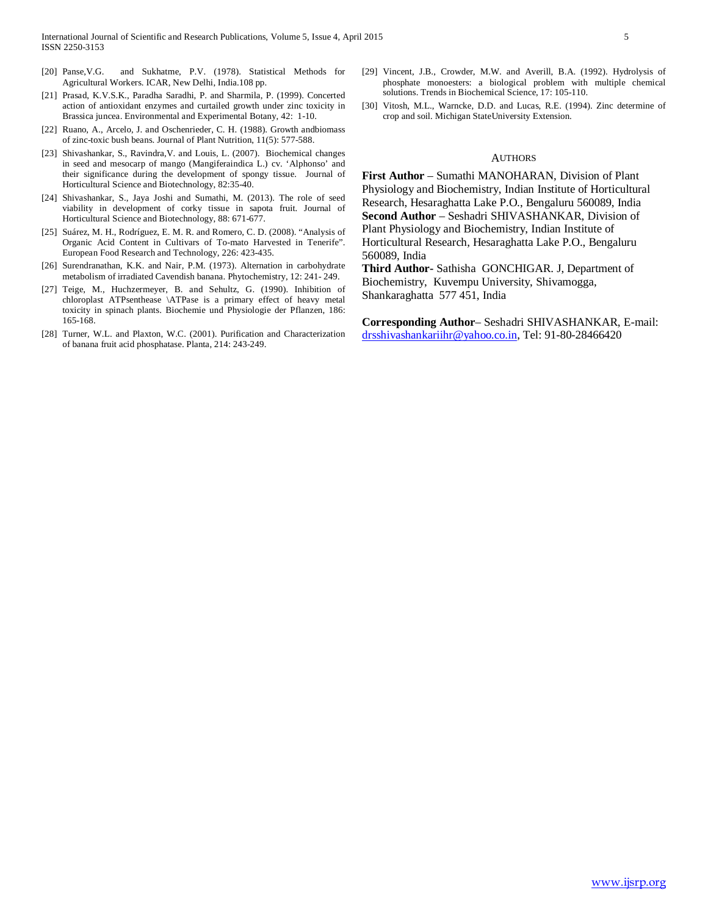[20] Panse,V.G. and Sukhatme, P.V. (1978). Statistical Methods for Agricultural Workers. ICAR, New Delhi, India.108 pp.

[21] Prasad, K.V.S.K., Paradha Saradhi, P. and Sharmila, P. (1999). Concerted action of antioxidant enzymes and curtailed growth under zinc toxicity in Brassica juncea. Environmental and Experimental Botany, 42: 1-10.

[22] Ruano, A., Arcelo, J. and Oschenrieder, C. H. (1988). Growth andbiomass of zinc-toxic bush beans. Journal of Plant Nutrition, 11(5): 577-588.

[23] Shivashankar, S., Ravindra,V. and Louis, L. (2007). Biochemical changes in seed and mesocarp of mango (Mangiferaindica L.) cv. 'Alphonso' and their significance during the development of spongy tissue. Journal of Horticultural Science and Biotechnology, 82:35-40.

[24] Shivashankar, S., Jaya Joshi and Sumathi, M. (2013). The role of seed viability in development of corky tissue in sapota fruit. Journal of Horticultural Science and Biotechnology, 88: 671-677.

[25] Suárez, M. H., Rodríguez, E. M. R. and Romero, C. D. (2008). "Analysis of Organic Acid Content in Cultivars of To-mato Harvested in Tenerife". European Food Research and Technology, 226: 423-435.

[26] Surendranathan, K.K. and Nair, P.M. (1973). Alternation in carbohydrate metabolism of irradiated Cavendish banana. Phytochemistry, 12: 241- 249.

[27] Teige, M., Huchzermeyer, B. and Sehultz, G. (1990). Inhibition of chloroplast ATPsenthease \ATPase is a primary effect of heavy metal toxicity in spinach plants. Biochemie und Physiologie der Pflanzen, 186: 165-168.

[28] Turner, W.L. and Plaxton, W.C. (2001). Purification and Characterization of banana fruit acid phosphatase. Planta, 214: 243-249.

[29] Vincent, J.B., Crowder, M.W. and Averill, B.A. (1992). Hydrolysis of phosphate monoesters: a biological problem with multiple chemical solutions. Trends in Biochemical Science, 17: 105-110.

[30] Vitosh, M.L., Warncke, D.D. and Lucas, R.E. (1994). Zinc determine of crop and soil. Michigan StateUniversity Extension.

## Authors

**First Author** – Sumathi MANOHARAN, Division of Plant Physiology and Biochemistry, Indian Institute of Horticultural Research, Hesaraghatta Lake P.O., Bengaluru 560089, India

**Second Author** – Seshadri SHIVASHANKAR, Division of Plant Physiology and Biochemistry, Indian Institute of Horticultural Research, Hesaraghatta Lake P.O., Bengaluru 560089, India

**Third Author**- Sathisha GONCHIGAR. J, Department of Biochemistry, Kuvempu University, Shivamogga, Shankaraghatta 577 451, India

**Corresponding Author**– Seshadri SHIVASHANKAR, E-mail: drsshivashankariihr@yahoo.co.in, Tel: 91-80-28466420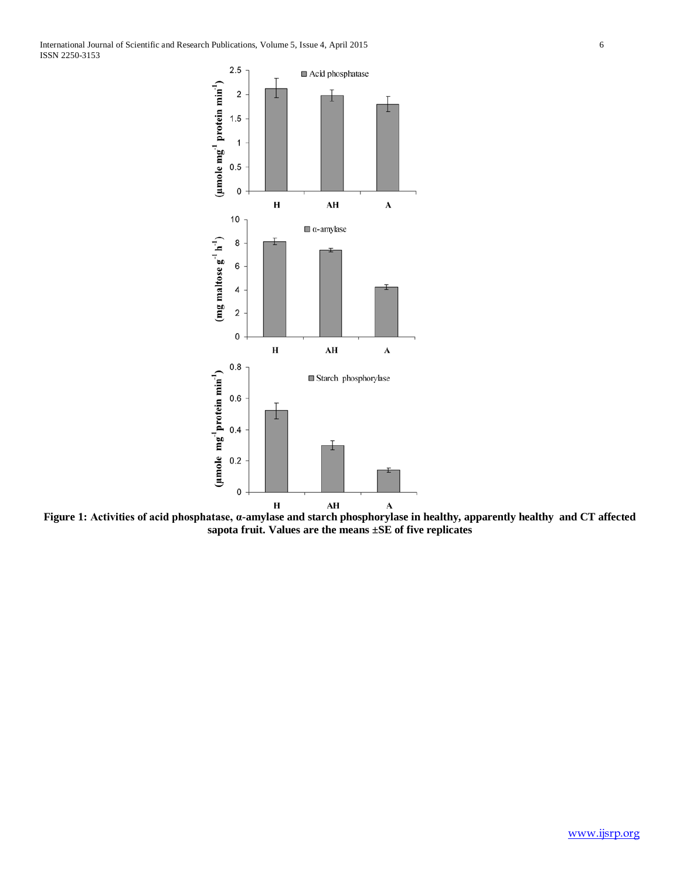**Figure 1: Activities of acid phosphatase, α-amylase and starch phosphorylase in healthy, apparently healthy and CT affected sapota fruit. Values are the means ±SE of five replicates**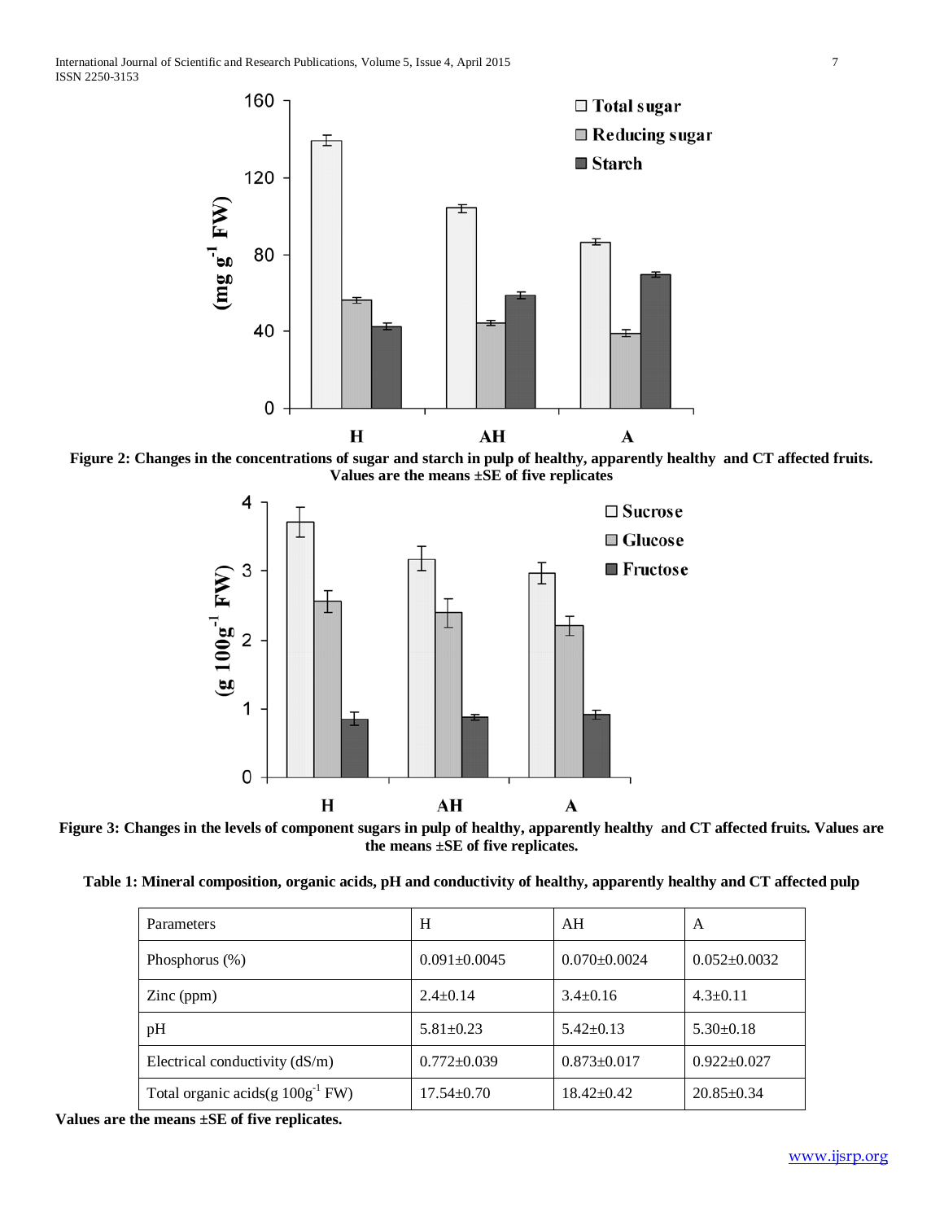**Figure 2: Changes in the concentrations of sugar and starch in pulp of healthy, apparently healthy and CT affected fruits. Values are the means ±SE of five replicates**

**Figure 3: Changes in the levels of component sugars in pulp of healthy, apparently healthy and CT affected fruits. Values are the means ±SE of five replicates.**

**Table 1: Mineral composition, organic acids, pH and conductivity of healthy, apparently healthy and CT affected pulp**

| Parameters | H | AH | A |
|---|---|---|---|
| Phosphorus (%) | 0.091±0.0045 | 0.070±0.0024 | 0.052±0.0032 |
| Zinc (ppm) | 2.4±0.14 | 3.4±0.16 | 4.3±0.11 |
| pH | 5.81±0.23 | 5.42±0.13 | 5.30±0.18 |
| Electrical conductivity (dS/m) | 0.772±0.039 | 0.873±0.017 | 0.922±0.027 |
| Total organic acids(g $100g^{-1}$ FW) | 17.54±0.70 | 18.42±0.42 | 20.85±0.34 |

**Values are the means ±SE of five replicates.**